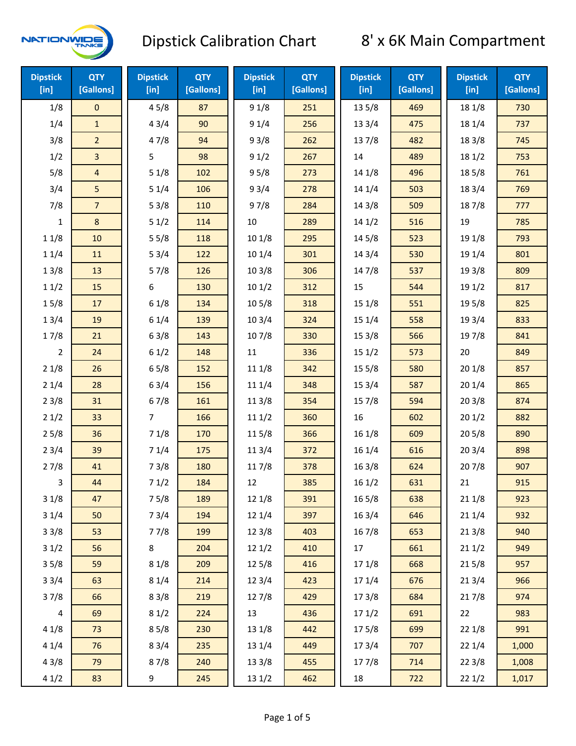NATIONWIDE TANKS

# Dipstick Calibration Chart

## 8' x 6K Main Compartment

| Dipstick [in] | QTY [Gallons] | Dipstick [in] | QTY [Gallons] | Dipstick [in] | QTY [Gallons] | Dipstick [in] | QTY [Gallons] | Dipstick [in] | QTY [Gallons] |
|---|---|---|---|---|---|---|---|---|---|
| 1/8 | 0 | 4 5/8 | 87 | 9 1/8 | 251 | 13 5/8 | 469 | 18 1/8 | 730 |
| 1/4 | 1 | 4 3/4 | 90 | 9 1/4 | 256 | 13 3/4 | 475 | 18 1/4 | 737 |
| 3/8 | 2 | 4 7/8 | 94 | 9 3/8 | 262 | 13 7/8 | 482 | 18 3/8 | 745 |
| 1/2 | 3 | 5 | 98 | 9 1/2 | 267 | 14 | 489 | 18 1/2 | 753 |
| 5/8 | 4 | 5 1/8 | 102 | 9 5/8 | 273 | 14 1/8 | 496 | 18 5/8 | 761 |
| 3/4 | 5 | 5 1/4 | 106 | 9 3/4 | 278 | 14 1/4 | 503 | 18 3/4 | 769 |
| 7/8 | 7 | 5 3/8 | 110 | 9 7/8 | 284 | 14 3/8 | 509 | 18 7/8 | 777 |
| 1 | 8 | 5 1/2 | 114 | 10 | 289 | 14 1/2 | 516 | 19 | 785 |
| 1 1/8 | 10 | 5 5/8 | 118 | 10 1/8 | 295 | 14 5/8 | 523 | 19 1/8 | 793 |
| 1 1/4 | 11 | 5 3/4 | 122 | 10 1/4 | 301 | 14 3/4 | 530 | 19 1/4 | 801 |
| 1 3/8 | 13 | 5 7/8 | 126 | 10 3/8 | 306 | 14 7/8 | 537 | 19 3/8 | 809 |
| 1 1/2 | 15 | 6 | 130 | 10 1/2 | 312 | 15 | 544 | 19 1/2 | 817 |
| 1 5/8 | 17 | 6 1/8 | 134 | 10 5/8 | 318 | 15 1/8 | 551 | 19 5/8 | 825 |
| 1 3/4 | 19 | 6 1/4 | 139 | 10 3/4 | 324 | 15 1/4 | 558 | 19 3/4 | 833 |
| 1 7/8 | 21 | 6 3/8 | 143 | 10 7/8 | 330 | 15 3/8 | 566 | 19 7/8 | 841 |
| 2 | 24 | 6 1/2 | 148 | 11 | 336 | 15 1/2 | 573 | 20 | 849 |
| 2 1/8 | 26 | 6 5/8 | 152 | 11 1/8 | 342 | 15 5/8 | 580 | 20 1/8 | 857 |
| 2 1/4 | 28 | 6 3/4 | 156 | 11 1/4 | 348 | 15 3/4 | 587 | 20 1/4 | 865 |
| 2 3/8 | 31 | 6 7/8 | 161 | 11 3/8 | 354 | 15 7/8 | 594 | 20 3/8 | 874 |
| 2 1/2 | 33 | 7 | 166 | 11 1/2 | 360 | 16 | 602 | 20 1/2 | 882 |
| 2 5/8 | 36 | 7 1/8 | 170 | 11 5/8 | 366 | 16 1/8 | 609 | 20 5/8 | 890 |
| 2 3/4 | 39 | 7 1/4 | 175 | 11 3/4 | 372 | 16 1/4 | 616 | 20 3/4 | 898 |
| 2 7/8 | 41 | 7 3/8 | 180 | 11 7/8 | 378 | 16 3/8 | 624 | 20 7/8 | 907 |
| 3 | 44 | 7 1/2 | 184 | 12 | 385 | 16 1/2 | 631 | 21 | 915 |
| 3 1/8 | 47 | 7 5/8 | 189 | 12 1/8 | 391 | 16 5/8 | 638 | 21 1/8 | 923 |
| 3 1/4 | 50 | 7 3/4 | 194 | 12 1/4 | 397 | 16 3/4 | 646 | 21 1/4 | 932 |
| 3 3/8 | 53 | 7 7/8 | 199 | 12 3/8 | 403 | 16 7/8 | 653 | 21 3/8 | 940 |
| 3 1/2 | 56 | 8 | 204 | 12 1/2 | 410 | 17 | 661 | 21 1/2 | 949 |
| 3 5/8 | 59 | 8 1/8 | 209 | 12 5/8 | 416 | 17 1/8 | 668 | 21 5/8 | 957 |
| 3 3/4 | 63 | 8 1/4 | 214 | 12 3/4 | 423 | 17 1/4 | 676 | 21 3/4 | 966 |
| 3 7/8 | 66 | 8 3/8 | 219 | 12 7/8 | 429 | 17 3/8 | 684 | 21 7/8 | 974 |
| 4 | 69 | 8 1/2 | 224 | 13 | 436 | 17 1/2 | 691 | 22 | 983 |
| 4 1/8 | 73 | 8 5/8 | 230 | 13 1/8 | 442 | 17 5/8 | 699 | 22 1/8 | 991 |
| 4 1/4 | 76 | 8 3/4 | 235 | 13 1/4 | 449 | 17 3/4 | 707 | 22 1/4 | 1,000 |
| 4 3/8 | 79 | 8 7/8 | 240 | 13 3/8 | 455 | 17 7/8 | 714 | 22 3/8 | 1,008 |
| 4 1/2 | 83 | 9 | 245 | 13 1/2 | 462 | 18 | 722 | 22 1/2 | 1,017 |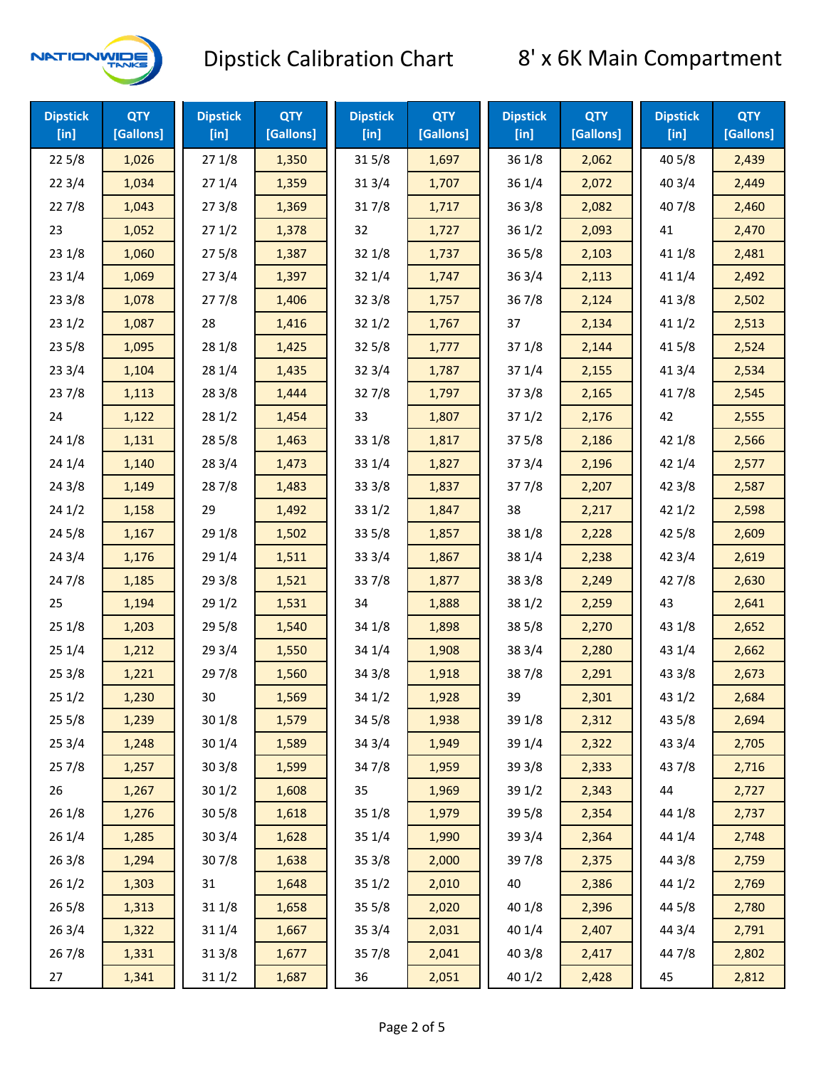# Dipstick Calibration Chart

## 8' x 6K Main Compartment

| Dipstick [in] | QTY [Gallons] | Dipstick [in] | QTY [Gallons] | Dipstick [in] | QTY [Gallons] | Dipstick [in] | QTY [Gallons] | Dipstick [in] | QTY [Gallons] |
|---|---|---|---|---|---|---|---|---|---|
| 22 5/8 | 1,026 | 27 1/8 | 1,350 | 31 5/8 | 1,697 | 36 1/8 | 2,062 | 40 5/8 | 2,439 |
| 22 3/4 | 1,034 | 27 1/4 | 1,359 | 31 3/4 | 1,707 | 36 1/4 | 2,072 | 40 3/4 | 2,449 |
| 22 7/8 | 1,043 | 27 3/8 | 1,369 | 31 7/8 | 1,717 | 36 3/8 | 2,082 | 40 7/8 | 2,460 |
| 23 | 1,052 | 27 1/2 | 1,378 | 32 | 1,727 | 36 1/2 | 2,093 | 41 | 2,470 |
| 23 1/8 | 1,060 | 27 5/8 | 1,387 | 32 1/8 | 1,737 | 36 5/8 | 2,103 | 41 1/8 | 2,481 |
| 23 1/4 | 1,069 | 27 3/4 | 1,397 | 32 1/4 | 1,747 | 36 3/4 | 2,113 | 41 1/4 | 2,492 |
| 23 3/8 | 1,078 | 27 7/8 | 1,406 | 32 3/8 | 1,757 | 36 7/8 | 2,124 | 41 3/8 | 2,502 |
| 23 1/2 | 1,087 | 28 | 1,416 | 32 1/2 | 1,767 | 37 | 2,134 | 41 1/2 | 2,513 |
| 23 5/8 | 1,095 | 28 1/8 | 1,425 | 32 5/8 | 1,777 | 37 1/8 | 2,144 | 41 5/8 | 2,524 |
| 23 3/4 | 1,104 | 28 1/4 | 1,435 | 32 3/4 | 1,787 | 37 1/4 | 2,155 | 41 3/4 | 2,534 |
| 23 7/8 | 1,113 | 28 3/8 | 1,444 | 32 7/8 | 1,797 | 37 3/8 | 2,165 | 41 7/8 | 2,545 |
| 24 | 1,122 | 28 1/2 | 1,454 | 33 | 1,807 | 37 1/2 | 2,176 | 42 | 2,555 |
| 24 1/8 | 1,131 | 28 5/8 | 1,463 | 33 1/8 | 1,817 | 37 5/8 | 2,186 | 42 1/8 | 2,566 |
| 24 1/4 | 1,140 | 28 3/4 | 1,473 | 33 1/4 | 1,827 | 37 3/4 | 2,196 | 42 1/4 | 2,577 |
| 24 3/8 | 1,149 | 28 7/8 | 1,483 | 33 3/8 | 1,837 | 37 7/8 | 2,207 | 42 3/8 | 2,587 |
| 24 1/2 | 1,158 | 29 | 1,492 | 33 1/2 | 1,847 | 38 | 2,217 | 42 1/2 | 2,598 |
| 24 5/8 | 1,167 | 29 1/8 | 1,502 | 33 5/8 | 1,857 | 38 1/8 | 2,228 | 42 5/8 | 2,609 |
| 24 3/4 | 1,176 | 29 1/4 | 1,511 | 33 3/4 | 1,867 | 38 1/4 | 2,238 | 42 3/4 | 2,619 |
| 24 7/8 | 1,185 | 29 3/8 | 1,521 | 33 7/8 | 1,877 | 38 3/8 | 2,249 | 42 7/8 | 2,630 |
| 25 | 1,194 | 29 1/2 | 1,531 | 34 | 1,888 | 38 1/2 | 2,259 | 43 | 2,641 |
| 25 1/8 | 1,203 | 29 5/8 | 1,540 | 34 1/8 | 1,898 | 38 5/8 | 2,270 | 43 1/8 | 2,652 |
| 25 1/4 | 1,212 | 29 3/4 | 1,550 | 34 1/4 | 1,908 | 38 3/4 | 2,280 | 43 1/4 | 2,662 |
| 25 3/8 | 1,221 | 29 7/8 | 1,560 | 34 3/8 | 1,918 | 38 7/8 | 2,291 | 43 3/8 | 2,673 |
| 25 1/2 | 1,230 | 30 | 1,569 | 34 1/2 | 1,928 | 39 | 2,301 | 43 1/2 | 2,684 |
| 25 5/8 | 1,239 | 30 1/8 | 1,579 | 34 5/8 | 1,938 | 39 1/8 | 2,312 | 43 5/8 | 2,694 |
| 25 3/4 | 1,248 | 30 1/4 | 1,589 | 34 3/4 | 1,949 | 39 1/4 | 2,322 | 43 3/4 | 2,705 |
| 25 7/8 | 1,257 | 30 3/8 | 1,599 | 34 7/8 | 1,959 | 39 3/8 | 2,333 | 43 7/8 | 2,716 |
| 26 | 1,267 | 30 1/2 | 1,608 | 35 | 1,969 | 39 1/2 | 2,343 | 44 | 2,727 |
| 26 1/8 | 1,276 | 30 5/8 | 1,618 | 35 1/8 | 1,979 | 39 5/8 | 2,354 | 44 1/8 | 2,737 |
| 26 1/4 | 1,285 | 30 3/4 | 1,628 | 35 1/4 | 1,990 | 39 3/4 | 2,364 | 44 1/4 | 2,748 |
| 26 3/8 | 1,294 | 30 7/8 | 1,638 | 35 3/8 | 2,000 | 39 7/8 | 2,375 | 44 3/8 | 2,759 |
| 26 1/2 | 1,303 | 31 | 1,648 | 35 1/2 | 2,010 | 40 | 2,386 | 44 1/2 | 2,769 |
| 26 5/8 | 1,313 | 31 1/8 | 1,658 | 35 5/8 | 2,020 | 40 1/8 | 2,396 | 44 5/8 | 2,780 |
| 26 3/4 | 1,322 | 31 1/4 | 1,667 | 35 3/4 | 2,031 | 40 1/4 | 2,407 | 44 3/4 | 2,791 |
| 26 7/8 | 1,331 | 31 3/8 | 1,677 | 35 7/8 | 2,041 | 40 3/8 | 2,417 | 44 7/8 | 2,802 |
| 27 | 1,341 | 31 1/2 | 1,687 | 36 | 2,051 | 40 1/2 | 2,428 | 45 | 2,812 |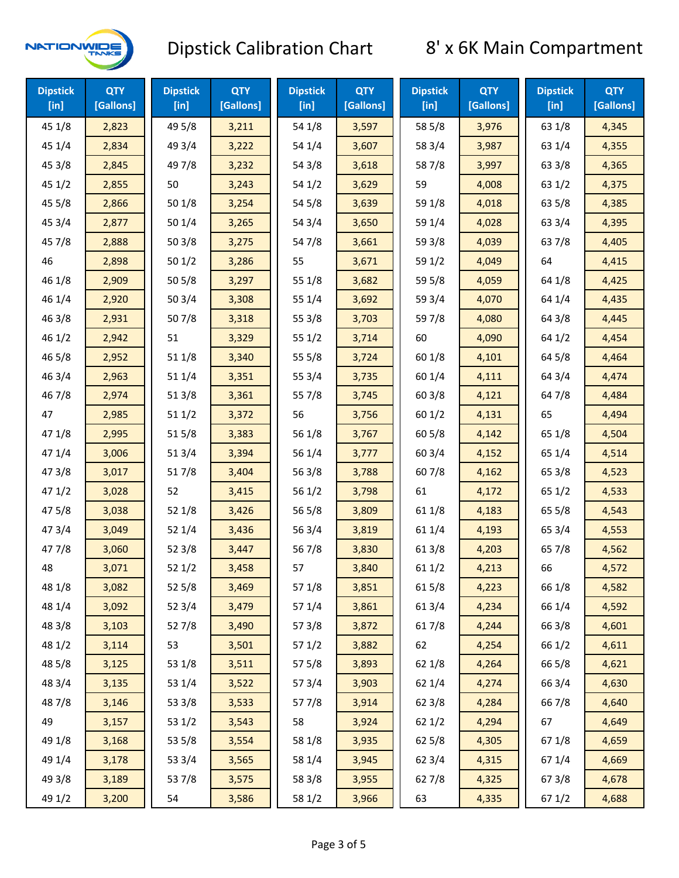# Dipstick Calibration Chart

## 8' x 6K Main Compartment

| Dipstick [in] | QTY [Gallons] | Dipstick [in] | QTY [Gallons] | Dipstick [in] | QTY [Gallons] | Dipstick [in] | QTY [Gallons] | Dipstick [in] | QTY [Gallons] |
|---|---|---|---|---|---|---|---|---|---|
| 45 1/8 | 2,823 | 49 5/8 | 3,211 | 54 1/8 | 3,597 | 58 5/8 | 3,976 | 63 1/8 | 4,345 |
| 45 1/4 | 2,834 | 49 3/4 | 3,222 | 54 1/4 | 3,607 | 58 3/4 | 3,987 | 63 1/4 | 4,355 |
| 45 3/8 | 2,845 | 49 7/8 | 3,232 | 54 3/8 | 3,618 | 58 7/8 | 3,997 | 63 3/8 | 4,365 |
| 45 1/2 | 2,855 | 50 | 3,243 | 54 1/2 | 3,629 | 59 | 4,008 | 63 1/2 | 4,375 |
| 45 5/8 | 2,866 | 50 1/8 | 3,254 | 54 5/8 | 3,639 | 59 1/8 | 4,018 | 63 5/8 | 4,385 |
| 45 3/4 | 2,877 | 50 1/4 | 3,265 | 54 3/4 | 3,650 | 59 1/4 | 4,028 | 63 3/4 | 4,395 |
| 45 7/8 | 2,888 | 50 3/8 | 3,275 | 54 7/8 | 3,661 | 59 3/8 | 4,039 | 63 7/8 | 4,405 |
| 46 | 2,898 | 50 1/2 | 3,286 | 55 | 3,671 | 59 1/2 | 4,049 | 64 | 4,415 |
| 46 1/8 | 2,909 | 50 5/8 | 3,297 | 55 1/8 | 3,682 | 59 5/8 | 4,059 | 64 1/8 | 4,425 |
| 46 1/4 | 2,920 | 50 3/4 | 3,308 | 55 1/4 | 3,692 | 59 3/4 | 4,070 | 64 1/4 | 4,435 |
| 46 3/8 | 2,931 | 50 7/8 | 3,318 | 55 3/8 | 3,703 | 59 7/8 | 4,080 | 64 3/8 | 4,445 |
| 46 1/2 | 2,942 | 51 | 3,329 | 55 1/2 | 3,714 | 60 | 4,090 | 64 1/2 | 4,454 |
| 46 5/8 | 2,952 | 51 1/8 | 3,340 | 55 5/8 | 3,724 | 60 1/8 | 4,101 | 64 5/8 | 4,464 |
| 46 3/4 | 2,963 | 51 1/4 | 3,351 | 55 3/4 | 3,735 | 60 1/4 | 4,111 | 64 3/4 | 4,474 |
| 46 7/8 | 2,974 | 51 3/8 | 3,361 | 55 7/8 | 3,745 | 60 3/8 | 4,121 | 64 7/8 | 4,484 |
| 47 | 2,985 | 51 1/2 | 3,372 | 56 | 3,756 | 60 1/2 | 4,131 | 65 | 4,494 |
| 47 1/8 | 2,995 | 51 5/8 | 3,383 | 56 1/8 | 3,767 | 60 5/8 | 4,142 | 65 1/8 | 4,504 |
| 47 1/4 | 3,006 | 51 3/4 | 3,394 | 56 1/4 | 3,777 | 60 3/4 | 4,152 | 65 1/4 | 4,514 |
| 47 3/8 | 3,017 | 51 7/8 | 3,404 | 56 3/8 | 3,788 | 60 7/8 | 4,162 | 65 3/8 | 4,523 |
| 47 1/2 | 3,028 | 52 | 3,415 | 56 1/2 | 3,798 | 61 | 4,172 | 65 1/2 | 4,533 |
| 47 5/8 | 3,038 | 52 1/8 | 3,426 | 56 5/8 | 3,809 | 61 1/8 | 4,183 | 65 5/8 | 4,543 |
| 47 3/4 | 3,049 | 52 1/4 | 3,436 | 56 3/4 | 3,819 | 61 1/4 | 4,193 | 65 3/4 | 4,553 |
| 47 7/8 | 3,060 | 52 3/8 | 3,447 | 56 7/8 | 3,830 | 61 3/8 | 4,203 | 65 7/8 | 4,562 |
| 48 | 3,071 | 52 1/2 | 3,458 | 57 | 3,840 | 61 1/2 | 4,213 | 66 | 4,572 |
| 48 1/8 | 3,082 | 52 5/8 | 3,469 | 57 1/8 | 3,851 | 61 5/8 | 4,223 | 66 1/8 | 4,582 |
| 48 1/4 | 3,092 | 52 3/4 | 3,479 | 57 1/4 | 3,861 | 61 3/4 | 4,234 | 66 1/4 | 4,592 |
| 48 3/8 | 3,103 | 52 7/8 | 3,490 | 57 3/8 | 3,872 | 61 7/8 | 4,244 | 66 3/8 | 4,601 |
| 48 1/2 | 3,114 | 53 | 3,501 | 57 1/2 | 3,882 | 62 | 4,254 | 66 1/2 | 4,611 |
| 48 5/8 | 3,125 | 53 1/8 | 3,511 | 57 5/8 | 3,893 | 62 1/8 | 4,264 | 66 5/8 | 4,621 |
| 48 3/4 | 3,135 | 53 1/4 | 3,522 | 57 3/4 | 3,903 | 62 1/4 | 4,274 | 66 3/4 | 4,630 |
| 48 7/8 | 3,146 | 53 3/8 | 3,533 | 57 7/8 | 3,914 | 62 3/8 | 4,284 | 66 7/8 | 4,640 |
| 49 | 3,157 | 53 1/2 | 3,543 | 58 | 3,924 | 62 1/2 | 4,294 | 67 | 4,649 |
| 49 1/8 | 3,168 | 53 5/8 | 3,554 | 58 1/8 | 3,935 | 62 5/8 | 4,305 | 67 1/8 | 4,659 |
| 49 1/4 | 3,178 | 53 3/4 | 3,565 | 58 1/4 | 3,945 | 62 3/4 | 4,315 | 67 1/4 | 4,669 |
| 49 3/8 | 3,189 | 53 7/8 | 3,575 | 58 3/8 | 3,955 | 62 7/8 | 4,325 | 67 3/8 | 4,678 |
| 49 1/2 | 3,200 | 54 | 3,586 | 58 1/2 | 3,966 | 63 | 4,335 | 67 1/2 | 4,688 |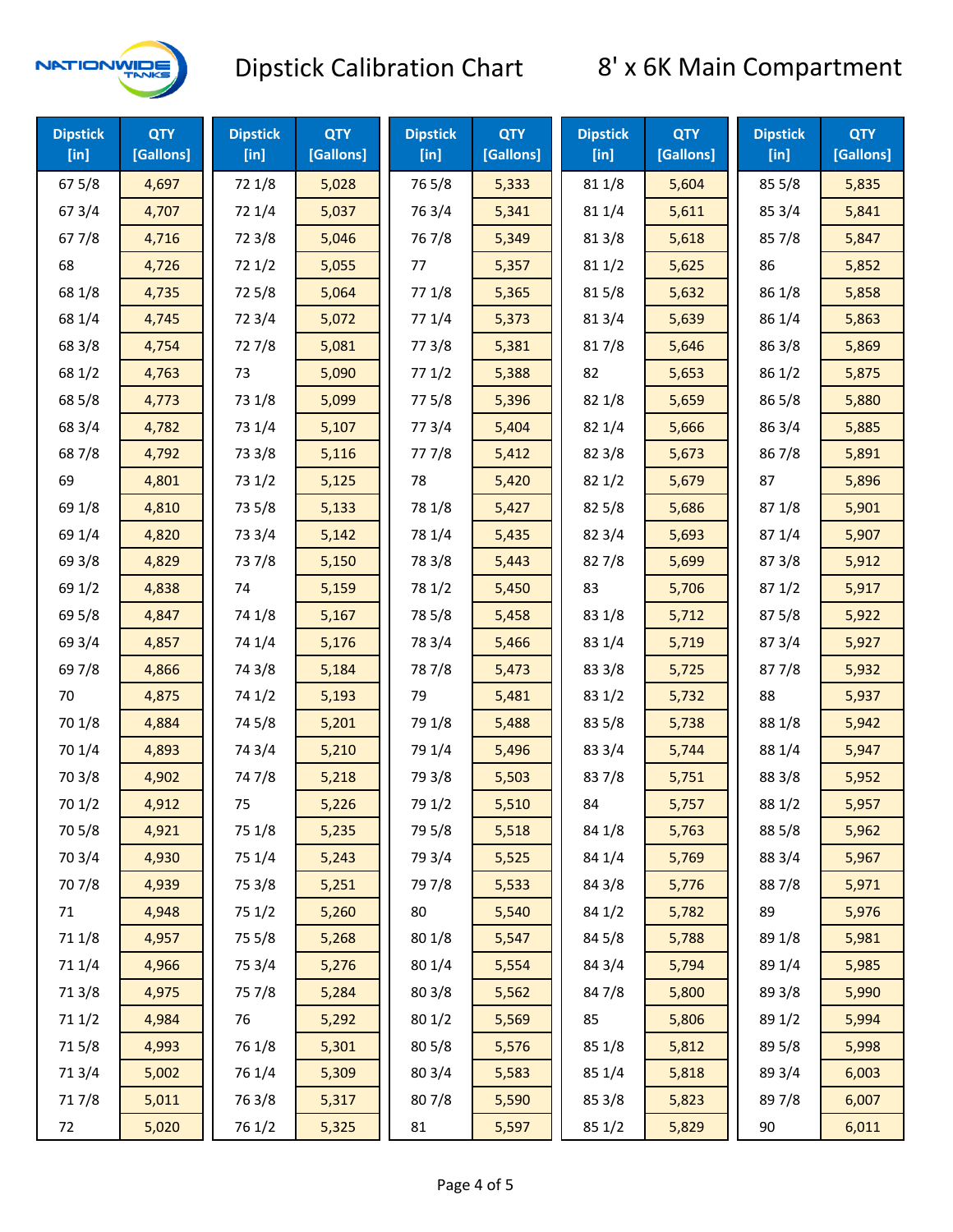# Dipstick Calibration Chart

## 8' x 6K Main Compartment

| Dipstick [in] | QTY [Gallons] | Dipstick [in] | QTY [Gallons] | Dipstick [in] | QTY [Gallons] | Dipstick [in] | QTY [Gallons] | Dipstick [in] | QTY [Gallons] |
|---|---|---|---|---|---|---|---|---|---|
| 67 5/8 | 4,697 | 72 1/8 | 5,028 | 76 5/8 | 5,333 | 81 1/8 | 5,604 | 85 5/8 | 5,835 |
| 67 3/4 | 4,707 | 72 1/4 | 5,037 | 76 3/4 | 5,341 | 81 1/4 | 5,611 | 85 3/4 | 5,841 |
| 67 7/8 | 4,716 | 72 3/8 | 5,046 | 76 7/8 | 5,349 | 81 3/8 | 5,618 | 85 7/8 | 5,847 |
| 68 | 4,726 | 72 1/2 | 5,055 | 77 | 5,357 | 81 1/2 | 5,625 | 86 | 5,852 |
| 68 1/8 | 4,735 | 72 5/8 | 5,064 | 77 1/8 | 5,365 | 81 5/8 | 5,632 | 86 1/8 | 5,858 |
| 68 1/4 | 4,745 | 72 3/4 | 5,072 | 77 1/4 | 5,373 | 81 3/4 | 5,639 | 86 1/4 | 5,863 |
| 68 3/8 | 4,754 | 72 7/8 | 5,081 | 77 3/8 | 5,381 | 81 7/8 | 5,646 | 86 3/8 | 5,869 |
| 68 1/2 | 4,763 | 73 | 5,090 | 77 1/2 | 5,388 | 82 | 5,653 | 86 1/2 | 5,875 |
| 68 5/8 | 4,773 | 73 1/8 | 5,099 | 77 5/8 | 5,396 | 82 1/8 | 5,659 | 86 5/8 | 5,880 |
| 68 3/4 | 4,782 | 73 1/4 | 5,107 | 77 3/4 | 5,404 | 82 1/4 | 5,666 | 86 3/4 | 5,885 |
| 68 7/8 | 4,792 | 73 3/8 | 5,116 | 77 7/8 | 5,412 | 82 3/8 | 5,673 | 86 7/8 | 5,891 |
| 69 | 4,801 | 73 1/2 | 5,125 | 78 | 5,420 | 82 1/2 | 5,679 | 87 | 5,896 |
| 69 1/8 | 4,810 | 73 5/8 | 5,133 | 78 1/8 | 5,427 | 82 5/8 | 5,686 | 87 1/8 | 5,901 |
| 69 1/4 | 4,820 | 73 3/4 | 5,142 | 78 1/4 | 5,435 | 82 3/4 | 5,693 | 87 1/4 | 5,907 |
| 69 3/8 | 4,829 | 73 7/8 | 5,150 | 78 3/8 | 5,443 | 82 7/8 | 5,699 | 87 3/8 | 5,912 |
| 69 1/2 | 4,838 | 74 | 5,159 | 78 1/2 | 5,450 | 83 | 5,706 | 87 1/2 | 5,917 |
| 69 5/8 | 4,847 | 74 1/8 | 5,167 | 78 5/8 | 5,458 | 83 1/8 | 5,712 | 87 5/8 | 5,922 |
| 69 3/4 | 4,857 | 74 1/4 | 5,176 | 78 3/4 | 5,466 | 83 1/4 | 5,719 | 87 3/4 | 5,927 |
| 69 7/8 | 4,866 | 74 3/8 | 5,184 | 78 7/8 | 5,473 | 83 3/8 | 5,725 | 87 7/8 | 5,932 |
| 70 | 4,875 | 74 1/2 | 5,193 | 79 | 5,481 | 83 1/2 | 5,732 | 88 | 5,937 |
| 70 1/8 | 4,884 | 74 5/8 | 5,201 | 79 1/8 | 5,488 | 83 5/8 | 5,738 | 88 1/8 | 5,942 |
| 70 1/4 | 4,893 | 74 3/4 | 5,210 | 79 1/4 | 5,496 | 83 3/4 | 5,744 | 88 1/4 | 5,947 |
| 70 3/8 | 4,902 | 74 7/8 | 5,218 | 79 3/8 | 5,503 | 83 7/8 | 5,751 | 88 3/8 | 5,952 |
| 70 1/2 | 4,912 | 75 | 5,226 | 79 1/2 | 5,510 | 84 | 5,757 | 88 1/2 | 5,957 |
| 70 5/8 | 4,921 | 75 1/8 | 5,235 | 79 5/8 | 5,518 | 84 1/8 | 5,763 | 88 5/8 | 5,962 |
| 70 3/4 | 4,930 | 75 1/4 | 5,243 | 79 3/4 | 5,525 | 84 1/4 | 5,769 | 88 3/4 | 5,967 |
| 70 7/8 | 4,939 | 75 3/8 | 5,251 | 79 7/8 | 5,533 | 84 3/8 | 5,776 | 88 7/8 | 5,971 |
| 71 | 4,948 | 75 1/2 | 5,260 | 80 | 5,540 | 84 1/2 | 5,782 | 89 | 5,976 |
| 71 1/8 | 4,957 | 75 5/8 | 5,268 | 80 1/8 | 5,547 | 84 5/8 | 5,788 | 89 1/8 | 5,981 |
| 71 1/4 | 4,966 | 75 3/4 | 5,276 | 80 1/4 | 5,554 | 84 3/4 | 5,794 | 89 1/4 | 5,985 |
| 71 3/8 | 4,975 | 75 7/8 | 5,284 | 80 3/8 | 5,562 | 84 7/8 | 5,800 | 89 3/8 | 5,990 |
| 71 1/2 | 4,984 | 76 | 5,292 | 80 1/2 | 5,569 | 85 | 5,806 | 89 1/2 | 5,994 |
| 71 5/8 | 4,993 | 76 1/8 | 5,301 | 80 5/8 | 5,576 | 85 1/8 | 5,812 | 89 5/8 | 5,998 |
| 71 3/4 | 5,002 | 76 1/4 | 5,309 | 80 3/4 | 5,583 | 85 1/4 | 5,818 | 89 3/4 | 6,003 |
| 71 7/8 | 5,011 | 76 3/8 | 5,317 | 80 7/8 | 5,590 | 85 3/8 | 5,823 | 89 7/8 | 6,007 |
| 72 | 5,020 | 76 1/2 | 5,325 | 81 | 5,597 | 85 1/2 | 5,829 | 90 | 6,011 |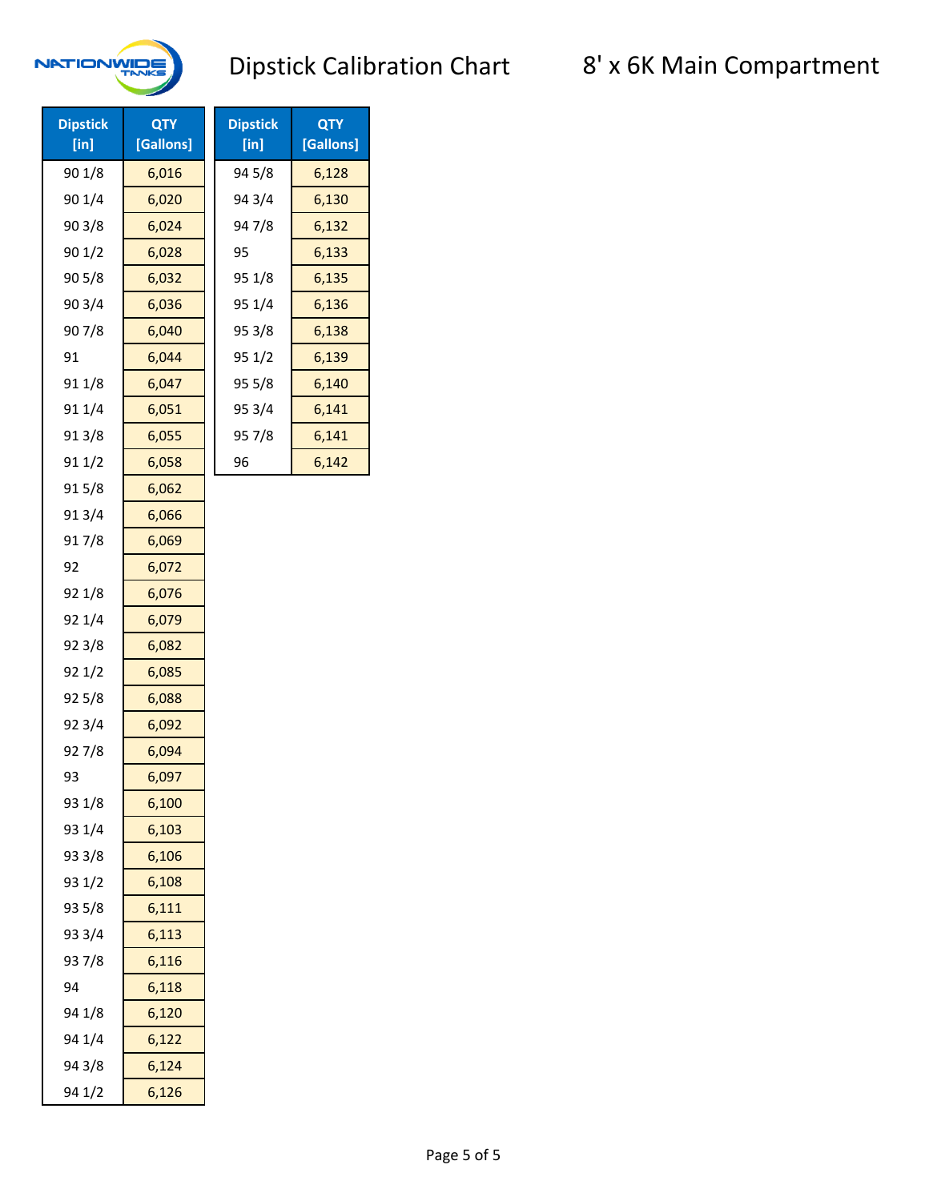# Dipstick Calibration Chart

## 8' x 6K Main Compartment

| Dipstick [in] | QTY [Gallons] |
|---|---|
| 90 1/8 | 6,016 |
| 90 1/4 | 6,020 |
| 90 3/8 | 6,024 |
| 90 1/2 | 6,028 |
| 90 5/8 | 6,032 |
| 90 3/4 | 6,036 |
| 90 7/8 | 6,040 |
| 91 | 6,044 |
| 91 1/8 | 6,047 |
| 91 1/4 | 6,051 |
| 91 3/8 | 6,055 |
| 91 1/2 | 6,058 |
| 91 5/8 | 6,062 |
| 91 3/4 | 6,066 |
| 91 7/8 | 6,069 |
| 92 | 6,072 |
| 92 1/8 | 6,076 |
| 92 1/4 | 6,079 |
| 92 3/8 | 6,082 |
| 92 1/2 | 6,085 |
| 92 5/8 | 6,088 |
| 92 3/4 | 6,092 |
| 92 7/8 | 6,094 |
| 93 | 6,097 |
| 93 1/8 | 6,100 |
| 93 1/4 | 6,103 |
| 93 3/8 | 6,106 |
| 93 1/2 | 6,108 |
| 93 5/8 | 6,111 |
| 93 3/4 | 6,113 |
| 93 7/8 | 6,116 |
| 94 | 6,118 |
| 94 1/8 | 6,120 |
| 94 1/4 | 6,122 |
| 94 3/8 | 6,124 |
| 94 1/2 | 6,126 |
| 94 5/8 | 6,128 |
| 94 3/4 | 6,130 |
| 94 7/8 | 6,132 |
| 95 | 6,133 |
| 95 1/8 | 6,135 |
| 95 1/4 | 6,136 |
| 95 3/8 | 6,138 |
| 95 1/2 | 6,139 |
| 95 5/8 | 6,140 |
| 95 3/4 | 6,141 |
| 95 7/8 | 6,141 |
| 96 | 6,142 |